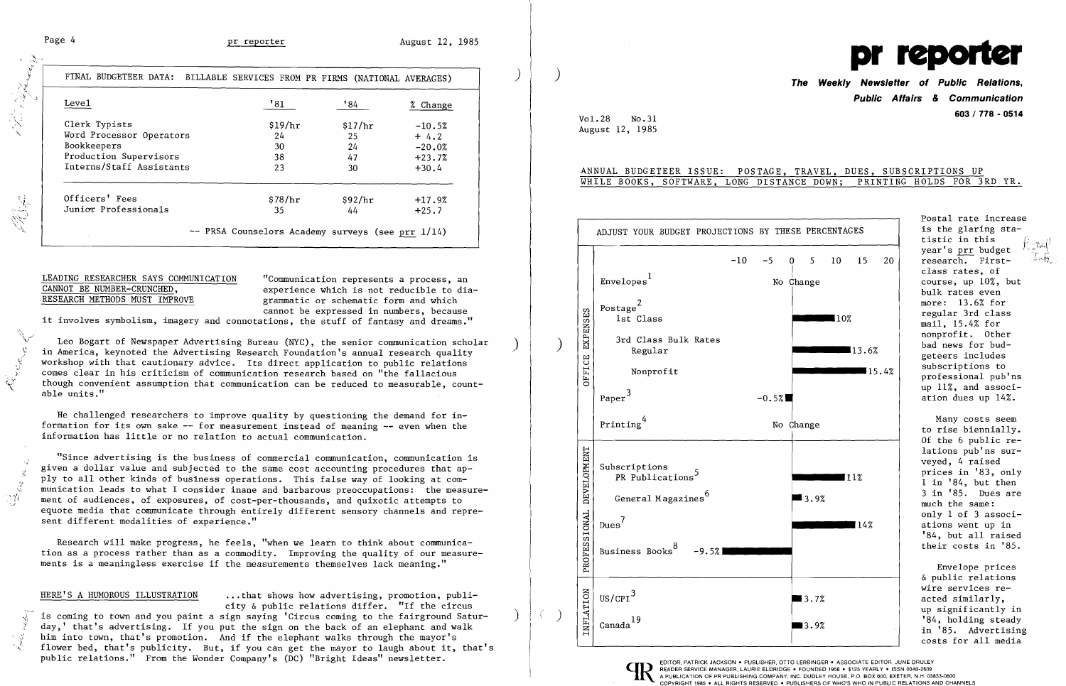| FINAL BUDGETEER DATA: BILLABLE SERVICES FROM PR FIRMS (NATIONAL AVERAGES) | | | |
|---|---|---|---|
| Level | '81 | '84 | % Change |
| Clerk Typists | $19/hr | $17/hr | -10.5% |
| Word Processor Operators | 24 | 25 | + 4.2 |
| Bookkeepers | 30 | 24 | -20.0% |
| Production Supervisors | 38 | 47 | +23.7% |
| Interns/Staff Assistants | 23 | 30 | +30.4 |
| Officers' Fees | $78/hr | $92/hr | +17.9% |
| Junior Professionals | 35 | 44 | +25.7 |

-- PRSA Counselors Academy surveys (see prr 1/14)

LEADING RESEARCHER SAYS COMMUNICATION CANNOT BE NUMBER-CRUNCHED, RESEARCH METHODS MUST IMPROVE "Communication represents a process, an experience which is not reducible to diagrammatic or schematic form and which cannot be expressed in numbers, because it involves symbolism, imagery and connotations, the stuff of fantasy and dreams."

Leo Bogart of Newspaper Advertising Bureau (NYC), the senior communication scholar in America, keynoted the Advertising Research Foundation's annual research quality workshop with that cautionary advice. Its direct application to public relations comes clear in his criticism of communication research based on "the fallacious though convenient assumption that communication can be reduced to measurable, countable units."

He challenged researchers to improve quality by questioning the demand for information for its own sake -- for measurement instead of meaning -- even when the information has little or no relation to actual communication.

"Since advertising is the business of commercial communication, communication is given a dollar value and subjected to the same cost accounting procedures that apply to all other kinds of business operations. This false way of looking at communication leads to what I consider inane and barbarous preoccupations: the measurement of audiences, of exposures, of cost-per-thousands, and quixotic attempts to equote media that communicate through entirely different sensory channels and represent different modalities of experience."

Research will make progress, he feels, "when we learn to think about communication as a process rather than as a commodity. Improving the quality of our measurements is a meaningless exercise if the measurements themselves lack meaning."

HERE'S A HUMOROUS ILLUSTRATION ...that shows how advertising, promotion, publicity & public relations differ. "If the circus is coming to town and you paint a sign saying 'Circus coming to the fairground Saturday,' that's advertising. If you put the sign on the back of an elephant and walk him into town, that's promotion. And if the elephant walks through the mayor's flower bed, that's publicity. But, if you can get the mayor to laugh about it, that's public relations." From the Wonder Company's (DC) "Bright Ideas" newsletter.

# pr reporter

**The Weekly Newsletter of Public Relations, Public Affairs & Communication**

603 / 778 - 0514

Vol.28 No.31
August 12, 1985

## ANNUAL BUDGETEER ISSUE: POSTAGE, TRAVEL, DUES, SUBSCRIPTIONS UP WHILE BOOKS, SOFTWARE, LONG DISTANCE DOWN; PRINTING HOLDS FOR 3RD YR.

**ADJUST YOUR BUDGET PROJECTIONS BY THESE PERCENTAGES**

| Category | Item | Change |
|---|---|---|
| OFFICE EXPENSES | Envelopes[1] | No Change |
| | Postage[2] 1st Class | 10% |
| | 3rd Class Bulk Rates — Regular | 13.6% |
| | 3rd Class Bulk Rates — Nonprofit | 15.4% |
| | Paper[3] | -0.5% |
| | Printing[4] | No Change |
| PROFESSIONAL DEVELOPMENT | Subscriptions — PR Publications[5] | 11% |
| | Subscriptions — General Magazines[6] | 3.9% |
| | Dues[7] | 14% |
| | Business Books[8] | -9.5% |
| INFLATION | US/CPI[3] | 3.7% |
| | Canada[19] | 3.9% |

Postal rate increase is the glaring statistic in this year's prr budget research. First-class rates, of course, up 10%, but bulk rates even more: 13.6% for regular 3rd class mail, 15.4% for nonprofit. Other bad news for budgeteers includes subscriptions to professional pub'ns up 11%, and association dues up 14%.

Many costs seem to rise biennially. Of the 6 public relations pub'ns surveyed, 4 raised prices in '83, only 1 in '84, but then 3 in '85. Dues are much the same: only 1 of 3 associations went up in '84, but all raised their costs in '85.

Envelope prices & public relations wire services reacted similarly, up significantly in '84, holding steady in '85. Advertising costs for all media

EDITOR, PATRICK JACKSON • PUBLISHER, OTTO LERBINGER • ASSOCIATE EDITOR, JUNE DRULEY
READER SERVICE MANAGER, LAURIE ELDRIDGE • FOUNDED 1958 • $125 YEARLY • ISSN 0048-2609
A PUBLICATION OF PR PUBLISHING COMPANY, INC. DUDLEY HOUSE, P.O. BOX 600, EXETER, N.H. 03833-0600
COPYRIGHT 1985 • ALL RIGHTS RESERVED • PUBLISHERS OF WHO'S WHO IN PUBLIC RELATIONS AND CHANNELS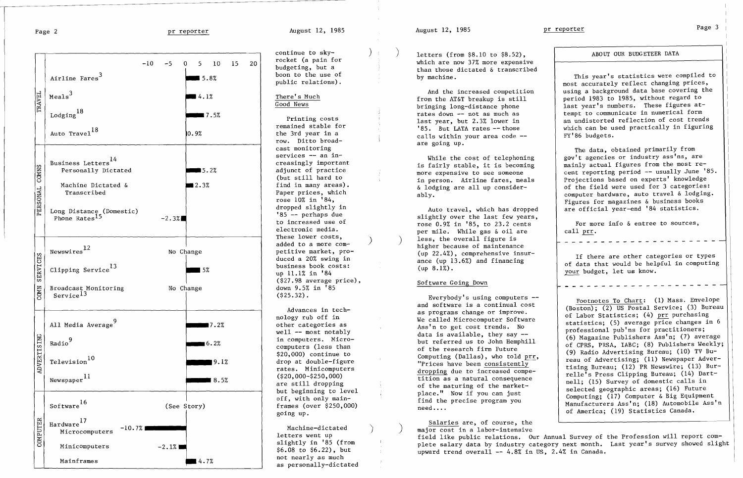-10 -5 0 5 10 15 20

TRAVEL

Airline Fares[3] 5.8%

Meals[3] 4.1%

Lodging[18] 7.5%

Auto Travel[18] 0.9%

PERSONAL COMNS

Business Letters[14]
Personally Dictated 5.2%

Machine Dictated & Transcribed 2.3%

Long Distance (Domestic) Phone Rates[15] -2.3%

COMN SERVICES

Newswires[12] No Change

Clipping Service[13] 5%

Broadcast Monitoring Service[13] No Change

ADVERTISING

All Media Average[9] 7.2%

Radio[9] 6.2%

Television[10] 9.1%

Newspaper[11] 8.5%

COMPUTER

Software[16] (See Story)

Hardware[17]
Microcomputers -10.7%

Minicomputers -2.1%

Mainframes 4.7%

continue to skyrocket (a pain for budgeting, but a boon to the use of public relations).

## There's Much Good News

Printing costs remained stable for the 3rd year in a row. Ditto broadcast monitoring services -- an increasingly important adjunct of practice (but still hard to find in many areas). Paper prices, which rose 10% in '84, dropped slightly in '85 -- perhaps due to increased use of electronic media. These lower costs, added to a more competitive market, produced a 20% swing in business book costs: up 11.1% in '84 ($27.98 average price), down 9.5% in '85 ($25.32).

Advances in technology rub off in other categories as well -- most notably in computers. Microcomputers (less than $20,000) continue to drop at double-figure rates. Minicomputers ($20,000-$250,000) are still dropping but beginning to level off, with only mainframes (over $250,000) going up.

Machine-dictated letters went up slightly in '85 (from $6.08 to $6.22), but not nearly as much as personally-dictated letters (from $8.10 to $8.52), which are now 37% more expensive than those dictated & transcribed by machine.

And the increased competition from the AT&T breakup is still bringing long-distance phone rates down -- not as much as last year, but 2.3% lower in '85. But LATA rates -- those calls within your area code -- are going up.

While the cost of telephoning is fairly stable, it is becoming more expensive to see someone in person. Airline fares, meals & lodging are all up considerably.

Auto travel, which has dropped slightly over the last few years, rose 0.9% in '85, to 23.2 cents per mile. While gas & oil are less, the overall figure is higher because of maintenance (up 22.4%), comprehensive insurance (up 13.6%) and financing (up 8.1%).

## Software Going Down

Everybody's using computers -- and software is a continual cost as programs change or improve. We called Microcomputer Software Ass'n to get cost trends. No data is available, they say -- but referred us to John Hemphill of the research firm Future Computing (Dallas), who told prr, "Prices have been consistently dropping due to increased competition as a natural consequence of the maturing of the marketplace." Now if you can just find the precise program you need....

Salaries are, of course, the major cost in a labor-intensive field like public relations. Our Annual Survey of the Profession will report complete salary data by industry category next month. Last year's survey showed slight upward trend overall -- 4.8% in US, 2.4% in Canada.

## ABOUT OUR BUDGETEER DATA

This year's statistics were compiled to most accurately reflect changing prices, using a background data base covering the period 1983 to 1985, without regard to last year's numbers. These figures attempt to communicate in numerical form an undistorted reflection of cost trends which can be used practically in figuring FY'86 budgets.

The data, obtained primarily from gov't agencies or industry ass'ns, are mainly actual figures from the most recent reporting period -- usually June '85. Projections based on experts' knowledge of the field were used for 3 categories: computer hardware, auto travel & lodging. Figures for magazines & business books are official year-end '84 statistics.

For more info & entree to sources, call prr.

If there are other categories or types of data that would be helpful in computing your budget, let us know.

Footnotes To Chart: (1) Mass. Envelope (Boston); (2) US Postal Service; (3) Bureau of Labor Statistics; (4) prr purchasing statistics; (5) average price changes in 6 professional pub'ns for practitioners; (6) Magazine Publishers Ass'n; (7) average of CPRS, PRSA, IABC; (8) Publishers Weekly; (9) Radio Advertising Bureau; (10) TV Bureau of Advertising; (11) Newspaper Advertising Bureau; (12) PR Newswire; (13) Burrelle's Press Clipping Bureau; (14) Dartnell; (15) Survey of domestic calls in selected geographic areas; (16) Future Computing; (17) Computer & Big Equipment Manufacturers Ass'n; (18) Automobile Ass'n of America; (19) Statistics Canada.